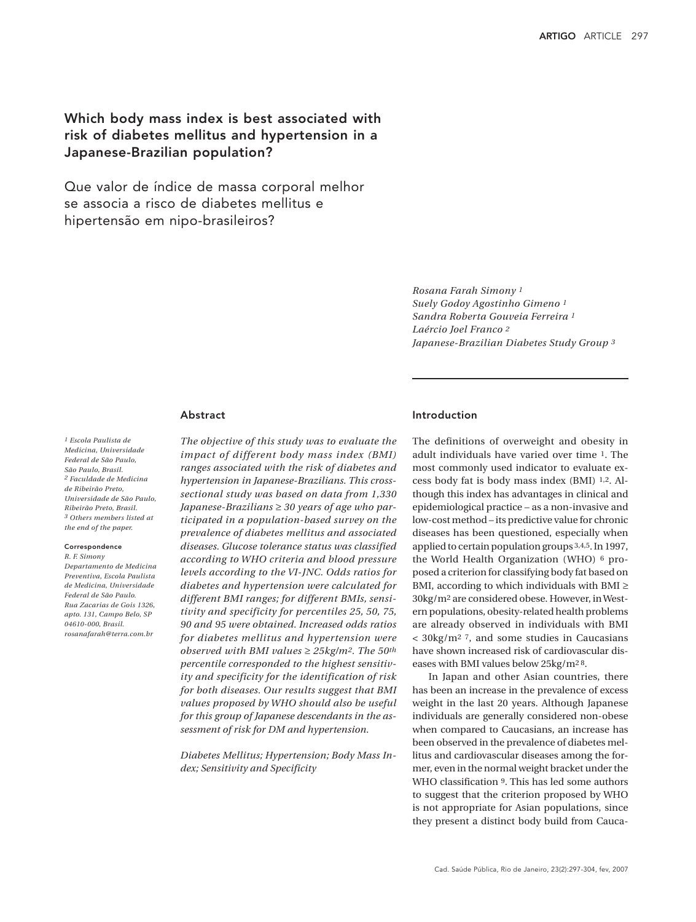# Which body mass index is best associated with risk of diabetes mellitus and hypertension in a Japanese-Brazilian population?

## Que valor de índice de massa corporal melhor se associa a risco de diabetes mellitus e hipertensão em nipo-brasileiros?

*Rosana Farah Simony* [1]
*Suely Godoy Agostinho Gimeno* [1]
*Sandra Roberta Gouveia Ferreira* [1]
*Laércio Joel Franco* [2]
*Japanese-Brazilian Diabetes Study Group* [3]

*1 Escola Paulista de Medicina, Universidade Federal de São Paulo, São Paulo, Brasil.*
*2 Faculdade de Medicina de Ribeirão Preto, Universidade de São Paulo, Ribeirão Preto, Brasil.*
*3 Others members listed at the end of the paper.*

**Correspondence**
*R. F. Simony*
*Departamento de Medicina Preventiva, Escola Paulista de Medicina, Universidade Federal de São Paulo.*
*Rua Zacarias de Gois 1326, apto. 131, Campo Belo, SP 04610-000, Brasil.*
*rosanafarah@terra.com.br*

### Abstract

*The objective of this study was to evaluate the impact of different body mass index (BMI) ranges associated with the risk of diabetes and hypertension in Japanese-Brazilians. This cross-sectional study was based on data from 1,330 Japanese-Brazilians ≥ 30 years of age who participated in a population-based survey on the prevalence of diabetes mellitus and associated diseases. Glucose tolerance status was classified according to WHO criteria and blood pressure levels according to the VI-JNC. Odds ratios for diabetes and hypertension were calculated for different BMI ranges; for different BMIs, sensitivity and specificity for percentiles 25, 50, 75, 90 and 95 were obtained. Increased odds ratios for diabetes mellitus and hypertension were observed with BMI values ≥ 25kg/m$^2$. The 50$^{th}$ percentile corresponded to the highest sensitivity and specificity for the identification of risk for both diseases. Our results suggest that BMI values proposed by WHO should also be useful for this group of Japanese descendants in the assessment of risk for DM and hypertension.*

*Diabetes Mellitus; Hypertension; Body Mass Index; Sensitivity and Specificity*

### Introduction

The definitions of overweight and obesity in adult individuals have varied over time [1]. The most commonly used indicator to evaluate excess body fat is body mass index (BMI) [1,2]. Although this index has advantages in clinical and epidemiological practice – as a non-invasive and low-cost method – its predictive value for chronic diseases has been questioned, especially when applied to certain population groups [3,4,5]. In 1997, the World Health Organization (WHO) [6] proposed a criterion for classifying body fat based on BMI, according to which individuals with BMI ≥ 30kg/m$^2$ are considered obese. However, in Western populations, obesity-related health problems are already observed in individuals with BMI < 30kg/m$^2$ [7], and some studies in Caucasians have shown increased risk of cardiovascular diseases with BMI values below 25kg/m$^2$ [8].

In Japan and other Asian countries, there has been an increase in the prevalence of excess weight in the last 20 years. Although Japanese individuals are generally considered non-obese when compared to Caucasians, an increase has been observed in the prevalence of diabetes mellitus and cardiovascular diseases among the former, even in the normal weight bracket under the WHO classification [9]. This has led some authors to suggest that the criterion proposed by WHO is not appropriate for Asian populations, since they present a distinct body build from Cauca-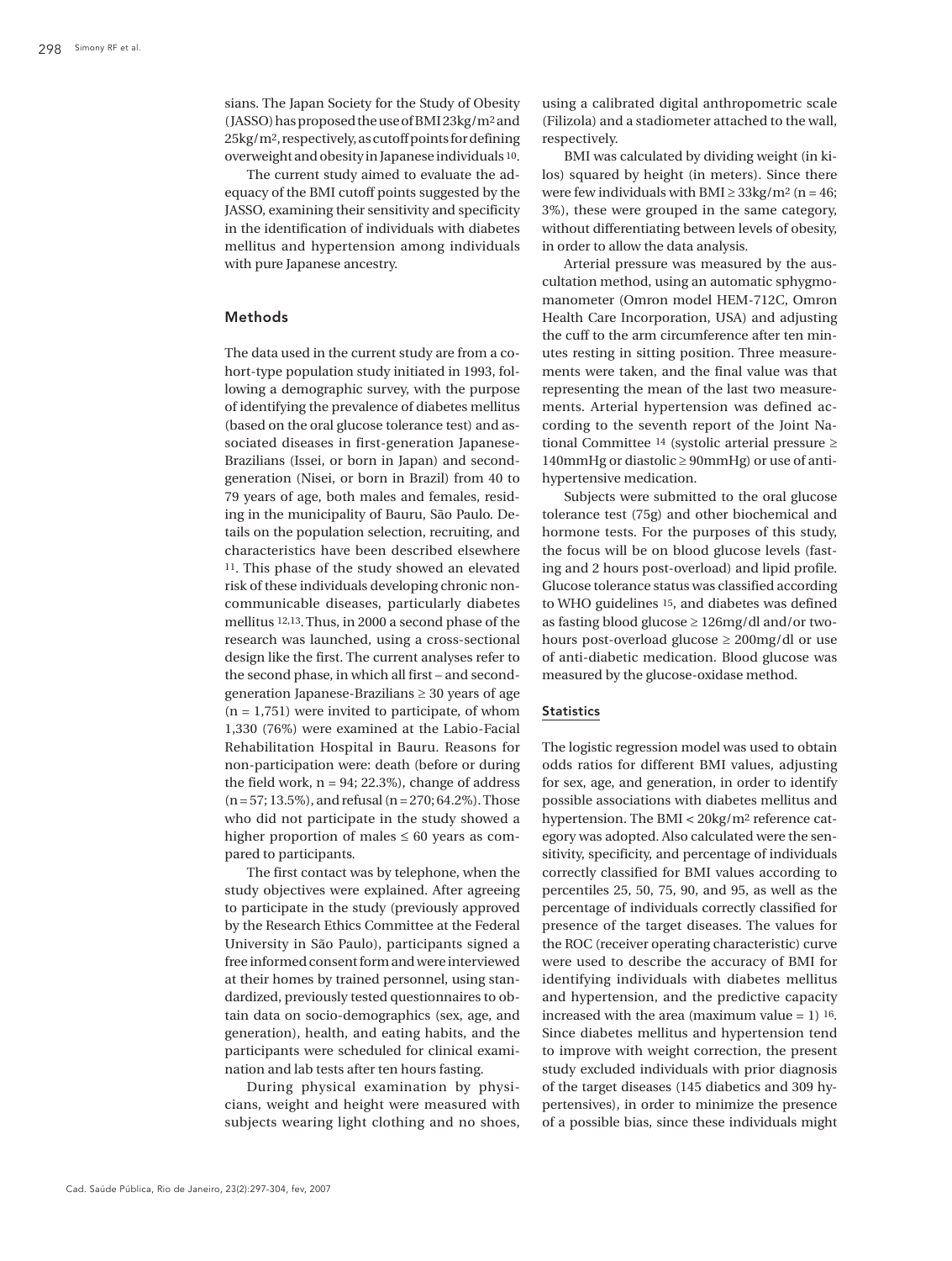sians. The Japan Society for the Study of Obesity (JASSO) has proposed the use of BMI 23kg/m$^2$ and 25kg/m$^2$, respectively, as cutoff points for defining overweight and obesity in Japanese individuals [10].

The current study aimed to evaluate the adequacy of the BMI cutoff points suggested by the JASSO, examining their sensitivity and specificity in the identification of individuals with diabetes mellitus and hypertension among individuals with pure Japanese ancestry.

## Methods

The data used in the current study are from a cohort-type population study initiated in 1993, following a demographic survey, with the purpose of identifying the prevalence of diabetes mellitus (based on the oral glucose tolerance test) and associated diseases in first-generation Japanese-Brazilians (Issei, or born in Japan) and second-generation (Nisei, or born in Brazil) from 40 to 79 years of age, both males and females, residing in the municipality of Bauru, São Paulo. Details on the population selection, recruiting, and characteristics have been described elsewhere [11]. This phase of the study showed an elevated risk of these individuals developing chronic non-communicable diseases, particularly diabetes mellitus [12,13]. Thus, in 2000 a second phase of the research was launched, using a cross-sectional design like the first. The current analyses refer to the second phase, in which all first – and second-generation Japanese-Brazilians ≥ 30 years of age (n = 1,751) were invited to participate, of whom 1,330 (76%) were examined at the Labio-Facial Rehabilitation Hospital in Bauru. Reasons for non-participation were: death (before or during the field work, n = 94; 22.3%), change of address (n = 57; 13.5%), and refusal (n = 270; 64.2%). Those who did not participate in the study showed a higher proportion of males ≤ 60 years as compared to participants.

The first contact was by telephone, when the study objectives were explained. After agreeing to participate in the study (previously approved by the Research Ethics Committee at the Federal University in São Paulo), participants signed a free informed consent form and were interviewed at their homes by trained personnel, using standardized, previously tested questionnaires to obtain data on socio-demographics (sex, age, and generation), health, and eating habits, and the participants were scheduled for clinical examination and lab tests after ten hours fasting.

During physical examination by physicians, weight and height were measured with subjects wearing light clothing and no shoes, using a calibrated digital anthropometric scale (Filizola) and a stadiometer attached to the wall, respectively.

BMI was calculated by dividing weight (in kilos) squared by height (in meters). Since there were few individuals with BMI ≥ 33kg/m$^2$ (n = 46; 3%), these were grouped in the same category, without differentiating between levels of obesity, in order to allow the data analysis.

Arterial pressure was measured by the auscultation method, using an automatic sphygmomanometer (Omron model HEM-712C, Omron Health Care Incorporation, USA) and adjusting the cuff to the arm circumference after ten minutes resting in sitting position. Three measurements were taken, and the final value was that representing the mean of the last two measurements. Arterial hypertension was defined according to the seventh report of the Joint National Committee [14] (systolic arterial pressure ≥ 140mmHg or diastolic ≥ 90mmHg) or use of anti-hypertensive medication.

Subjects were submitted to the oral glucose tolerance test (75g) and other biochemical and hormone tests. For the purposes of this study, the focus will be on blood glucose levels (fasting and 2 hours post-overload) and lipid profile. Glucose tolerance status was classified according to WHO guidelines [15], and diabetes was defined as fasting blood glucose ≥ 126mg/dl and/or two-hours post-overload glucose ≥ 200mg/dl or use of anti-diabetic medication. Blood glucose was measured by the glucose-oxidase method.

### Statistics

The logistic regression model was used to obtain odds ratios for different BMI values, adjusting for sex, age, and generation, in order to identify possible associations with diabetes mellitus and hypertension. The BMI < 20kg/m$^2$ reference category was adopted. Also calculated were the sensitivity, specificity, and percentage of individuals correctly classified for BMI values according to percentiles 25, 50, 75, 90, and 95, as well as the percentage of individuals correctly classified for presence of the target diseases. The values for the ROC (receiver operating characteristic) curve were used to describe the accuracy of BMI for identifying individuals with diabetes mellitus and hypertension, and the predictive capacity increased with the area (maximum value = 1) [16]. Since diabetes mellitus and hypertension tend to improve with weight correction, the present study excluded individuals with prior diagnosis of the target diseases (145 diabetics and 309 hypertensives), in order to minimize the presence of a possible bias, since these individuals might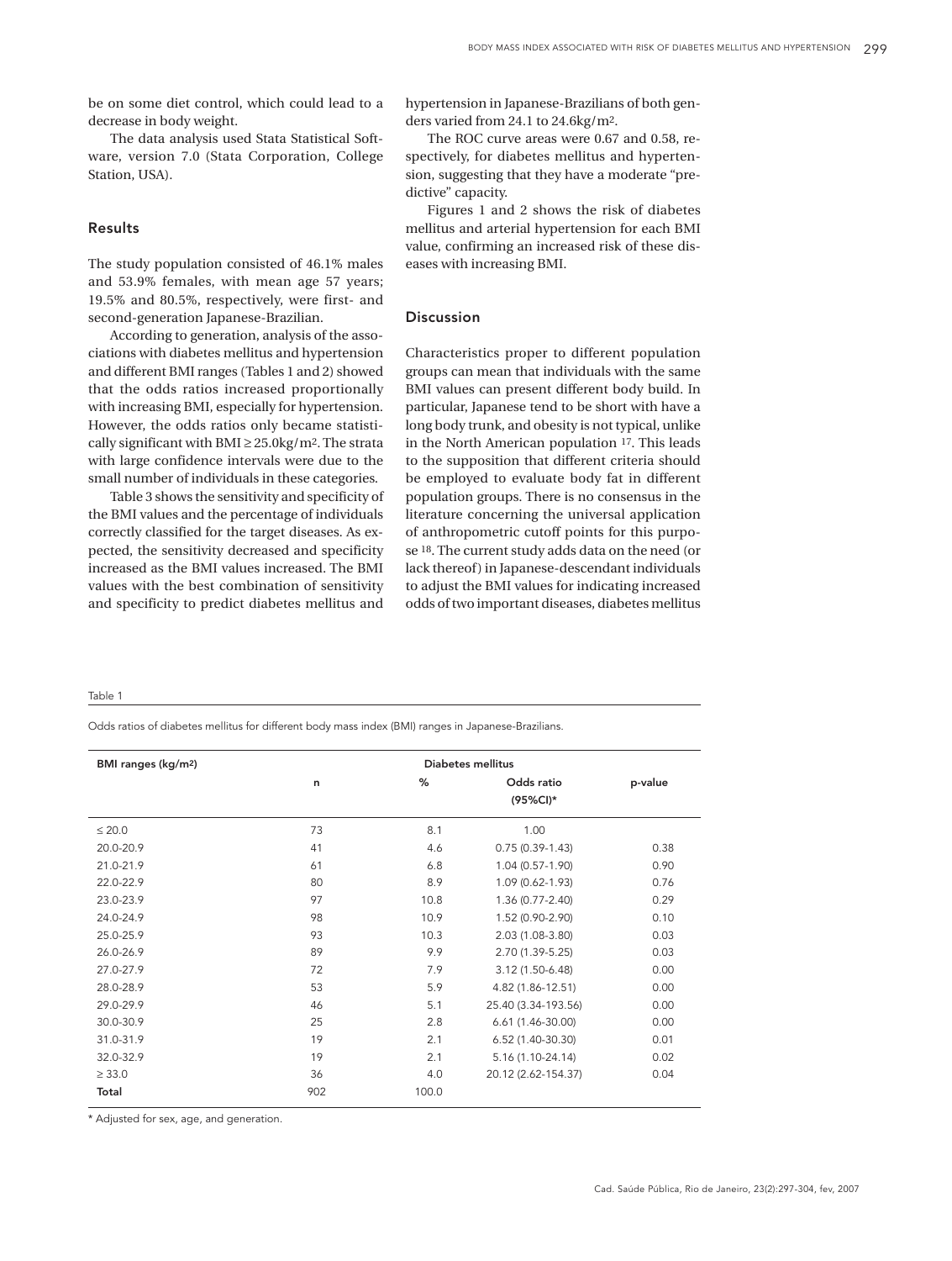be on some diet control, which could lead to a decrease in body weight.

The data analysis used Stata Statistical Software, version 7.0 (Stata Corporation, College Station, USA).

## Results

The study population consisted of 46.1% males and 53.9% females, with mean age 57 years; 19.5% and 80.5%, respectively, were first- and second-generation Japanese-Brazilian.

According to generation, analysis of the associations with diabetes mellitus and hypertension and different BMI ranges (Tables 1 and 2) showed that the odds ratios increased proportionally with increasing BMI, especially for hypertension. However, the odds ratios only became statistically significant with BMI ≥ 25.0kg/m². The strata with large confidence intervals were due to the small number of individuals in these categories.

Table 3 shows the sensitivity and specificity of the BMI values and the percentage of individuals correctly classified for the target diseases. As expected, the sensitivity decreased and specificity increased as the BMI values increased. The BMI values with the best combination of sensitivity and specificity to predict diabetes mellitus and hypertension in Japanese-Brazilians of both genders varied from 24.1 to 24.6kg/m².

The ROC curve areas were 0.67 and 0.58, respectively, for diabetes mellitus and hypertension, suggesting that they have a moderate "predictive" capacity.

Figures 1 and 2 shows the risk of diabetes mellitus and arterial hypertension for each BMI value, confirming an increased risk of these diseases with increasing BMI.

## Discussion

Characteristics proper to different population groups can mean that individuals with the same BMI values can present different body build. In particular, Japanese tend to be short with have a long body trunk, and obesity is not typical, unlike in the North American population [17]. This leads to the supposition that different criteria should be employed to evaluate body fat in different population groups. There is no consensus in the literature concerning the universal application of anthropometric cutoff points for this purpose [18]. The current study adds data on the need (or lack thereof) in Japanese-descendant individuals to adjust the BMI values for indicating increased odds of two important diseases, diabetes mellitus

Table 1

Odds ratios of diabetes mellitus for different body mass index (BMI) ranges in Japanese-Brazilians.

| BMI ranges (kg/m²) | Diabetes mellitus | | | |
|---|---|---|---|---|
| | n | % | Odds ratio (95%CI)* | p-value |
| ≤ 20.0 | 73 | 8.1 | 1.00 | |
| 20.0-20.9 | 41 | 4.6 | 0.75 (0.39-1.43) | 0.38 |
| 21.0-21.9 | 61 | 6.8 | 1.04 (0.57-1.90) | 0.90 |
| 22.0-22.9 | 80 | 8.9 | 1.09 (0.62-1.93) | 0.76 |
| 23.0-23.9 | 97 | 10.8 | 1.36 (0.77-2.40) | 0.29 |
| 24.0-24.9 | 98 | 10.9 | 1.52 (0.90-2.90) | 0.10 |
| 25.0-25.9 | 93 | 10.3 | 2.03 (1.08-3.80) | 0.03 |
| 26.0-26.9 | 89 | 9.9 | 2.70 (1.39-5.25) | 0.03 |
| 27.0-27.9 | 72 | 7.9 | 3.12 (1.50-6.48) | 0.00 |
| 28.0-28.9 | 53 | 5.9 | 4.82 (1.86-12.51) | 0.00 |
| 29.0-29.9 | 46 | 5.1 | 25.40 (3.34-193.56) | 0.00 |
| 30.0-30.9 | 25 | 2.8 | 6.61 (1.46-30.00) | 0.00 |
| 31.0-31.9 | 19 | 2.1 | 6.52 (1.40-30.30) | 0.01 |
| 32.0-32.9 | 19 | 2.1 | 5.16 (1.10-24.14) | 0.02 |
| ≥ 33.0 | 36 | 4.0 | 20.12 (2.62-154.37) | 0.04 |
| **Total** | 902 | 100.0 | | |

* Adjusted for sex, age, and generation.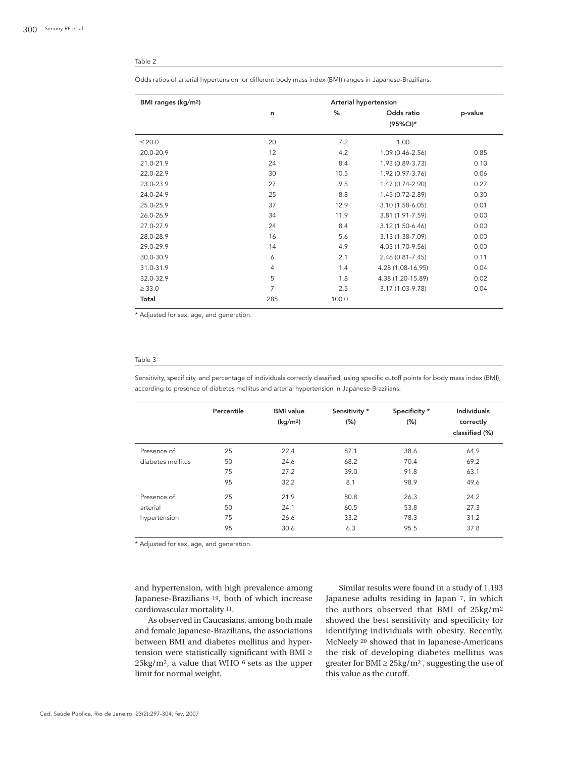Table 2

Odds ratios of arterial hypertension for different body mass index (BMI) ranges in Japanese-Brazilians.

| BMI ranges ($kg/m^2$) | Arterial hypertension | | | |
|---|---|---|---|---|
| | n | % | Odds ratio (95%CI)* | p-value |
| ≤ 20.0 | 20 | 7.2 | 1.00 | |
| 20.0-20.9 | 12 | 4.2 | 1.09 (0.46-2.56) | 0.85 |
| 21.0-21.9 | 24 | 8.4 | 1.93 (0.89-3.73) | 0.10 |
| 22.0-22.9 | 30 | 10.5 | 1.92 (0.97-3.76) | 0.06 |
| 23.0-23.9 | 27 | 9.5 | 1.47 (0.74-2.90) | 0.27 |
| 24.0-24.9 | 25 | 8.8 | 1.45 (0.72-2.89) | 0.30 |
| 25.0-25.9 | 37 | 12.9 | 3.10 (1.58-6.05) | 0.01 |
| 26.0-26.9 | 34 | 11.9 | 3.81 (1.91-7.59) | 0.00 |
| 27.0-27.9 | 24 | 8.4 | 3.12 (1.50-6.46) | 0.00 |
| 28.0-28.9 | 16 | 5.6 | 3.13 (1.38-7.09) | 0.00 |
| 29.0-29.9 | 14 | 4.9 | 4.03 (1.70-9.56) | 0.00 |
| 30.0-30.9 | 6 | 2.1 | 2.46 (0.81-7.45) | 0.11 |
| 31.0-31.9 | 4 | 1.4 | 4.28 (1.08-16.95) | 0.04 |
| 32.0-32.9 | 5 | 1.8 | 4.38 (1.20-15.89) | 0.02 |
| ≥ 33.0 | 7 | 2.5 | 3.17 (1.03-9.78) | 0.04 |
| **Total** | 285 | 100.0 | | |

\* Adjusted for sex, age, and generation.

Table 3

Sensitivity, specificity, and percentage of individuals correctly classified, using specific cutoff points for body mass index (BMI), according to presence of diabetes mellitus and arterial hypertension in Japanese-Brazilians.

| | Percentile | BMI value ($kg/m^2$) | Sensitivity * (%) | Specificity * (%) | Individuals correctly classified (%) |
|---|---|---|---|---|---|
| Presence of diabetes mellitus | 25 | 22.4 | 87.1 | 38.6 | 64.9 |
| | 50 | 24.6 | 68.2 | 70.4 | 69.2 |
| | 75 | 27.2 | 39.0 | 91.8 | 63.1 |
| | 95 | 32.2 | 8.1 | 98.9 | 49.6 |
| Presence of arterial hypertension | 25 | 21.9 | 80.8 | 26.3 | 24.2 |
| | 50 | 24.1 | 60.5 | 53.8 | 27.3 |
| | 75 | 26.6 | 33.2 | 78.3 | 31.2 |
| | 95 | 30.6 | 6.3 | 95.5 | 37.8 |

\* Adjusted for sex, age, and generation.

and hypertension, with high prevalence among Japanese-Brazilians [19], both of which increase cardiovascular mortality [11].

As observed in Caucasians, among both male and female Japanese-Brazilians, the associations between BMI and diabetes mellitus and hypertension were statistically significant with BMI ≥ $25kg/m^2$, a value that WHO [6] sets as the upper limit for normal weight.

Similar results were found in a study of 1,193 Japanese adults residing in Japan [7], in which the authors observed that BMI of $25kg/m^2$ showed the best sensitivity and specificity for identifying individuals with obesity. Recently, McNeely [20] showed that in Japanese-Americans the risk of developing diabetes mellitus was greater for BMI ≥ $25kg/m^2$, suggesting the use of this value as the cutoff.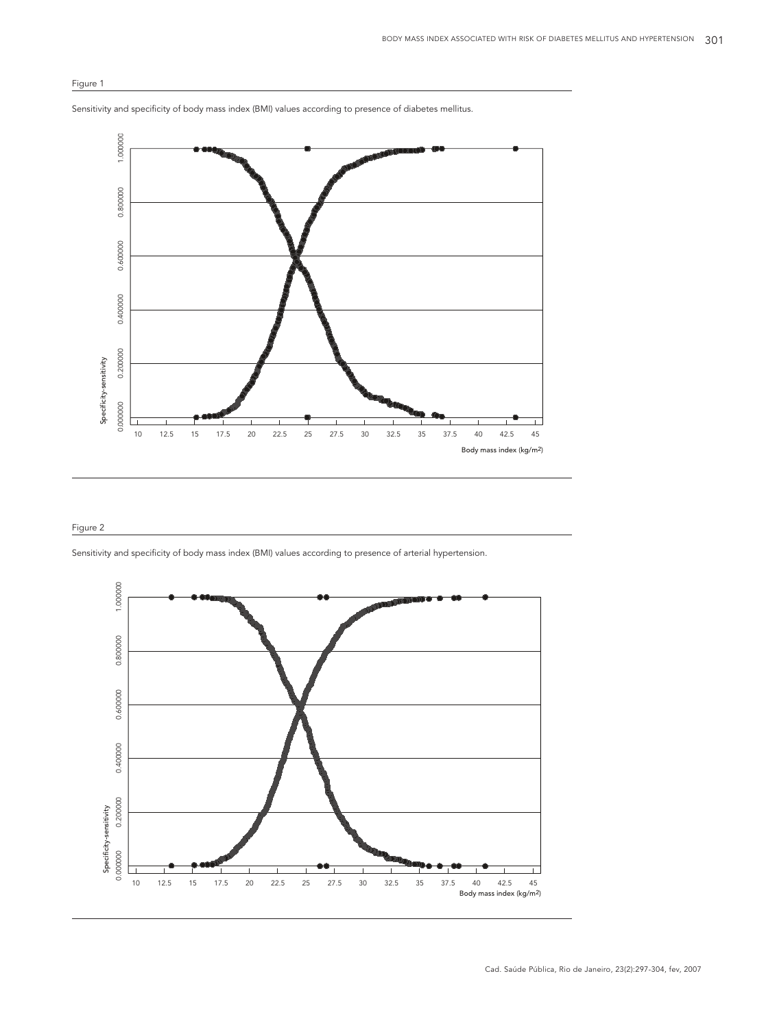Figure 1

Sensitivity and specificity of body mass index (BMI) values according to presence of diabetes mellitus.

Specificity-sensitivity

0.000000
0.200000
0.400000
0.600000
0.800000
1.000000

10 12.5 15 17.5 20 22.5 25 27.5 30 32.5 35 37.5 40 42.5 45

Body mass index (kg/m2)

Figure 2

Sensitivity and specificity of body mass index (BMI) values according to presence of arterial hypertension.

Specificity-sensitivity

0.000000
0.200000
0.400000
0.600000
0.800000
1.000000

10 12.5 15 17.5 20 22.5 25 27.5 30 32.5 35 37.5 40 42.5 45

Body mass index (kg/m2)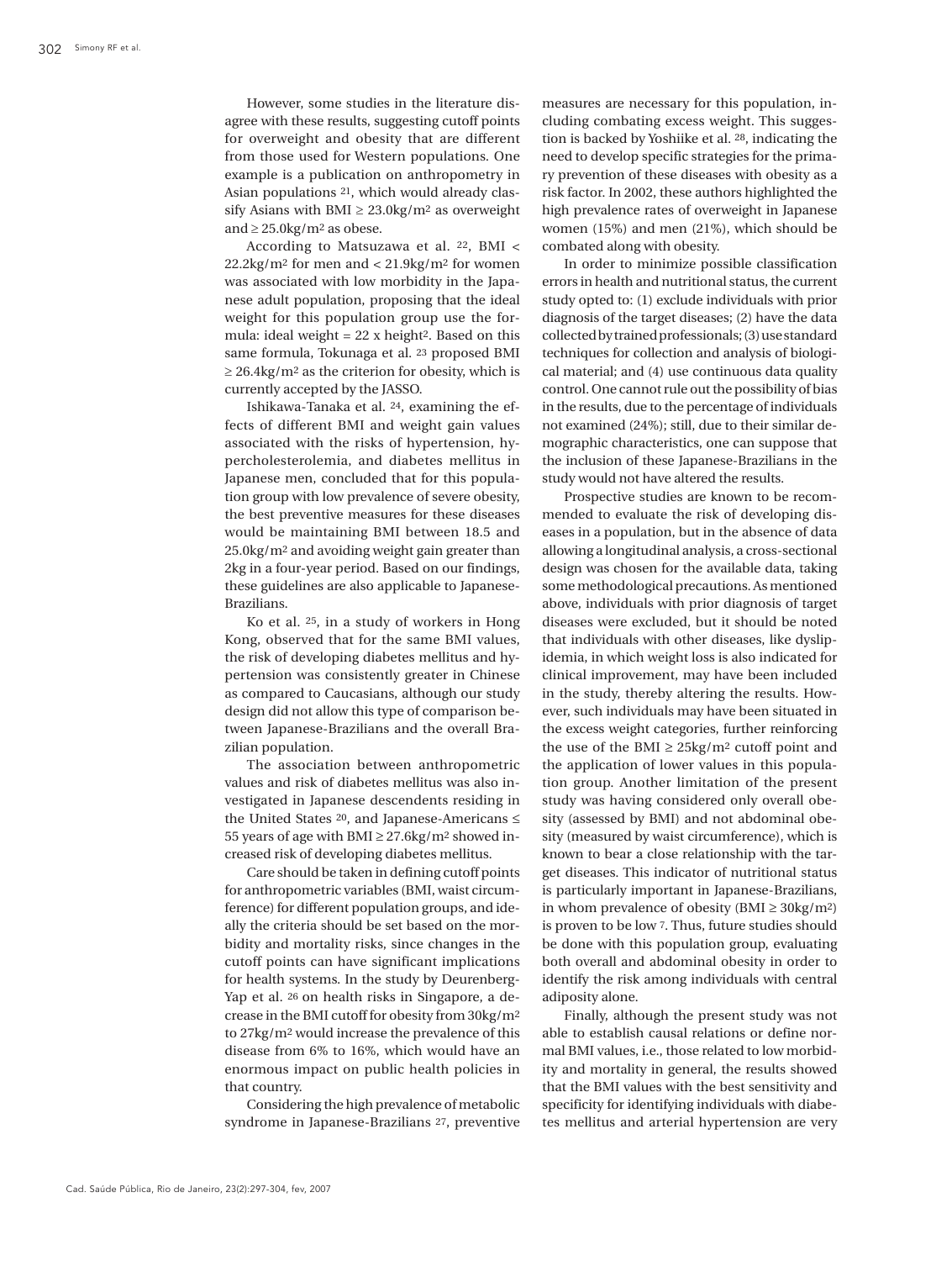However, some studies in the literature disagree with these results, suggesting cutoff points for overweight and obesity that are different from those used for Western populations. One example is a publication on anthropometry in Asian populations [21], which would already classify Asians with BMI $\geq$ 23.0kg/m$^2$ as overweight and $\geq$ 25.0kg/m$^2$ as obese.

According to Matsuzawa et al. [22], BMI < 22.2kg/m$^2$ for men and < 21.9kg/m$^2$ for women was associated with low morbidity in the Japanese adult population, proposing that the ideal weight for this population group use the formula: ideal weight = 22 x height$^2$. Based on this same formula, Tokunaga et al. [23] proposed BMI $\geq$ 26.4kg/m$^2$ as the criterion for obesity, which is currently accepted by the JASSO.

Ishikawa-Tanaka et al. [24], examining the effects of different BMI and weight gain values associated with the risks of hypertension, hypercholesterolemia, and diabetes mellitus in Japanese men, concluded that for this population group with low prevalence of severe obesity, the best preventive measures for these diseases would be maintaining BMI between 18.5 and 25.0kg/m$^2$ and avoiding weight gain greater than 2kg in a four-year period. Based on our findings, these guidelines are also applicable to Japanese-Brazilians.

Ko et al. [25], in a study of workers in Hong Kong, observed that for the same BMI values, the risk of developing diabetes mellitus and hypertension was consistently greater in Chinese as compared to Caucasians, although our study design did not allow this type of comparison between Japanese-Brazilians and the overall Brazilian population.

The association between anthropometric values and risk of diabetes mellitus was also investigated in Japanese descendents residing in the United States [20], and Japanese-Americans $\leq$ 55 years of age with BMI $\geq$ 27.6kg/m$^2$ showed increased risk of developing diabetes mellitus.

Care should be taken in defining cutoff points for anthropometric variables (BMI, waist circumference) for different population groups, and ideally the criteria should be set based on the morbidity and mortality risks, since changes in the cutoff points can have significant implications for health systems. In the study by Deurenberg-Yap et al. [26] on health risks in Singapore, a decrease in the BMI cutoff for obesity from 30kg/m$^2$ to 27kg/m$^2$ would increase the prevalence of this disease from 6% to 16%, which would have an enormous impact on public health policies in that country.

Considering the high prevalence of metabolic syndrome in Japanese-Brazilians [27], preventive measures are necessary for this population, including combating excess weight. This suggestion is backed by Yoshiike et al. [28], indicating the need to develop specific strategies for the primary prevention of these diseases with obesity as a risk factor. In 2002, these authors highlighted the high prevalence rates of overweight in Japanese women (15%) and men (21%), which should be combated along with obesity.

In order to minimize possible classification errors in health and nutritional status, the current study opted to: (1) exclude individuals with prior diagnosis of the target diseases; (2) have the data collected by trained professionals; (3) use standard techniques for collection and analysis of biological material; and (4) use continuous data quality control. One cannot rule out the possibility of bias in the results, due to the percentage of individuals not examined (24%); still, due to their similar demographic characteristics, one can suppose that the inclusion of these Japanese-Brazilians in the study would not have altered the results.

Prospective studies are known to be recommended to evaluate the risk of developing diseases in a population, but in the absence of data allowing a longitudinal analysis, a cross-sectional design was chosen for the available data, taking some methodological precautions. As mentioned above, individuals with prior diagnosis of target diseases were excluded, but it should be noted that individuals with other diseases, like dyslipidemia, in which weight loss is also indicated for clinical improvement, may have been included in the study, thereby altering the results. However, such individuals may have been situated in the excess weight categories, further reinforcing the use of the BMI $\geq$ 25kg/m$^2$ cutoff point and the application of lower values in this population group. Another limitation of the present study was having considered only overall obesity (assessed by BMI) and not abdominal obesity (measured by waist circumference), which is known to bear a close relationship with the target diseases. This indicator of nutritional status is particularly important in Japanese-Brazilians, in whom prevalence of obesity (BMI $\geq$ 30kg/m$^2$) is proven to be low [7]. Thus, future studies should be done with this population group, evaluating both overall and abdominal obesity in order to identify the risk among individuals with central adiposity alone.

Finally, although the present study was not able to establish causal relations or define normal BMI values, i.e., those related to low morbidity and mortality in general, the results showed that the BMI values with the best sensitivity and specificity for identifying individuals with diabetes mellitus and arterial hypertension are very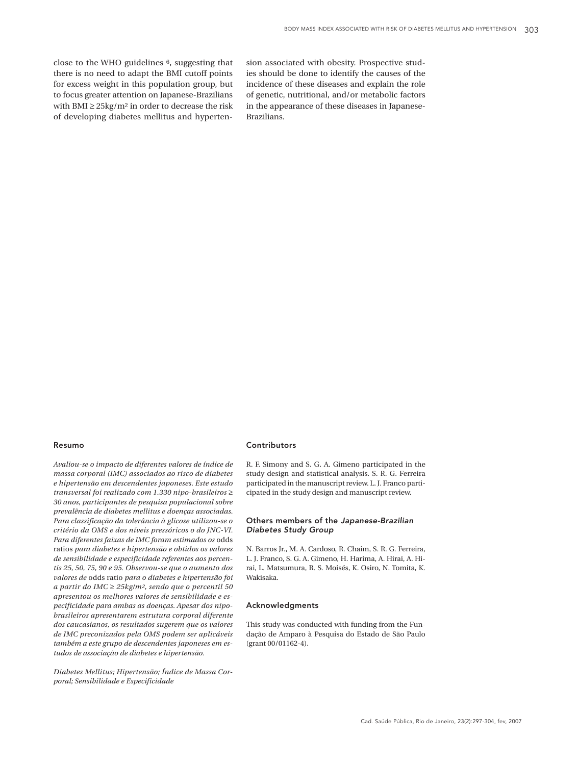close to the WHO guidelines [6], suggesting that there is no need to adapt the BMI cutoff points for excess weight in this population group, but to focus greater attention on Japanese-Brazilians with BMI ≥ 25kg/m² in order to decrease the risk of developing diabetes mellitus and hypertension associated with obesity. Prospective studies should be done to identify the causes of the incidence of these diseases and explain the role of genetic, nutritional, and/or metabolic factors in the appearance of these diseases in Japanese-Brazilians.

### Resumo

*Avaliou-se o impacto de diferentes valores de índice de massa corporal (IMC) associados ao risco de diabetes e hipertensão em descendentes japoneses. Este estudo transversal foi realizado com 1.330 nipo-brasileiros ≥ 30 anos, participantes de pesquisa populacional sobre prevalência de diabetes mellitus e doenças associadas. Para classificação da tolerância à glicose utilizou-se o critério da OMS e dos níveis pressóricos o do JNC-VI. Para diferentes faixas de IMC foram estimados os* odds ratios *para diabetes e hipertensão e obtidos os valores de sensibilidade e especificidade referentes aos percentis 25, 50, 75, 90 e 95. Observou-se que o aumento dos valores de* odds ratio *para o diabetes e hipertensão foi a partir do IMC ≥ 25kg/m², sendo que o percentil 50 apresentou os melhores valores de sensibilidade e especificidade para ambas as doenças. Apesar dos nipo-brasileiros apresentarem estrutura corporal diferente dos caucasianos, os resultados sugerem que os valores de IMC preconizados pela OMS podem ser aplicáveis também a este grupo de descendentes japoneses em estudos de associação de diabetes e hipertensão.*

*Diabetes Mellitus; Hipertensão; Índice de Massa Corporal; Sensibilidade e Especificidade*

### Contributors

R. F. Simony and S. G. A. Gimeno participated in the study design and statistical analysis. S. R. G. Ferreira participated in the manuscript review. L. J. Franco participated in the study design and manuscript review.

### Others members of the *Japanese-Brazilian Diabetes Study Group*

N. Barros Jr., M. A. Cardoso, R. Chaim, S. R. G. Ferreira, L. J. Franco, S. G. A. Gimeno, H. Harima, A. Hirai, A. Hirai, L. Matsumura, R. S. Moisés, K. Osiro, N. Tomita, K. Wakisaka.

### Acknowledgments

This study was conducted with funding from the Fundação de Amparo à Pesquisa do Estado de São Paulo (grant 00/01162-4).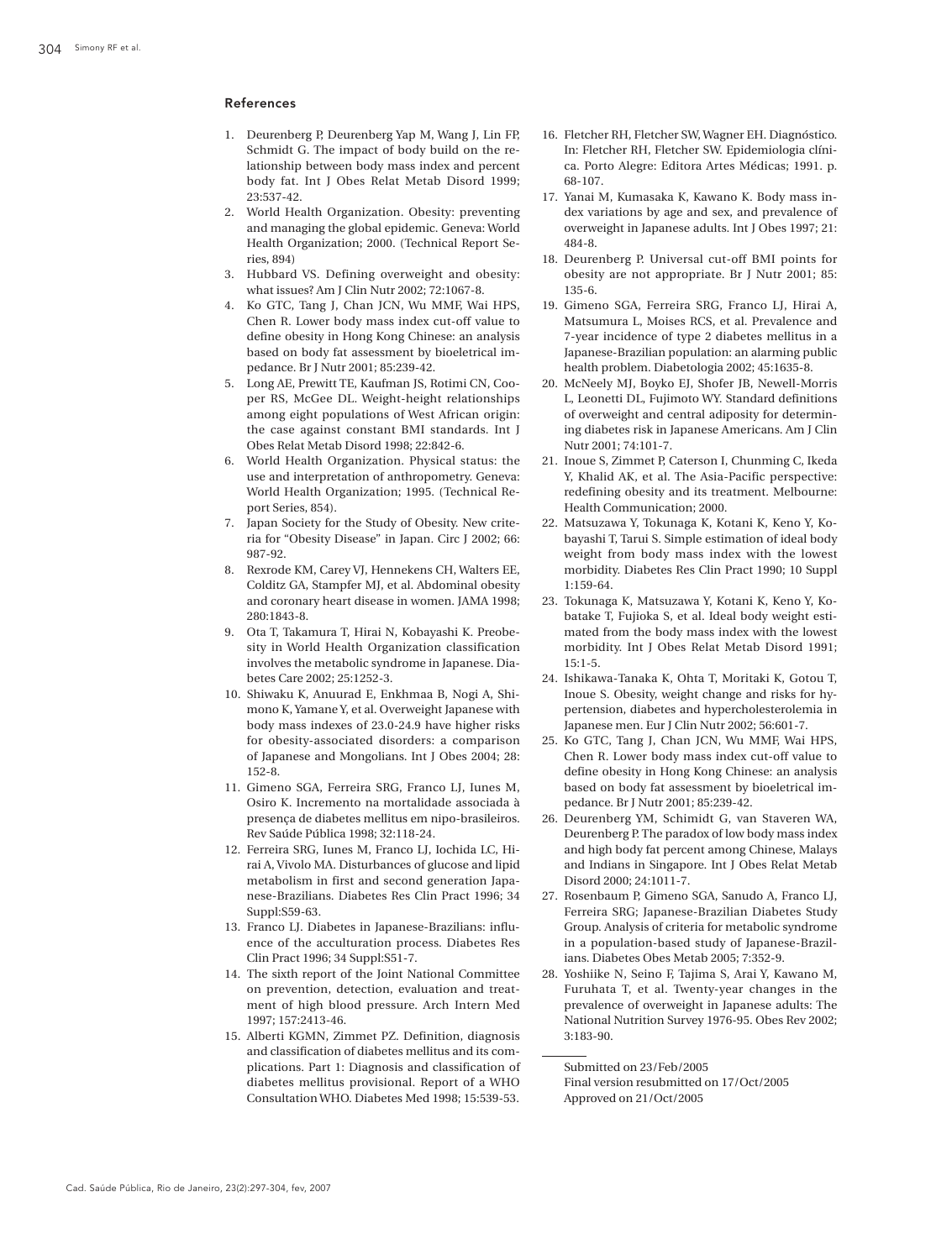## References

1. Deurenberg P, Deurenberg Yap M, Wang J, Lin FP, Schmidt G. The impact of body build on the relationship between body mass index and percent body fat. Int J Obes Relat Metab Disord 1999; 23:537-42.
2. World Health Organization. Obesity: preventing and managing the global epidemic. Geneva: World Health Organization; 2000. (Technical Report Series, 894)
3. Hubbard VS. Defining overweight and obesity: what issues? Am J Clin Nutr 2002; 72:1067-8.
4. Ko GTC, Tang J, Chan JCN, Wu MMF, Wai HPS, Chen R. Lower body mass index cut-off value to define obesity in Hong Kong Chinese: an analysis based on body fat assessment by bioeletrical impedance. Br J Nutr 2001; 85:239-42.
5. Long AE, Prewitt TE, Kaufman JS, Rotimi CN, Cooper RS, McGee DL. Weight-height relationships among eight populations of West African origin: the case against constant BMI standards. Int J Obes Relat Metab Disord 1998; 22:842-6.
6. World Health Organization. Physical status: the use and interpretation of anthropometry. Geneva: World Health Organization; 1995. (Technical Report Series, 854).
7. Japan Society for the Study of Obesity. New criteria for "Obesity Disease" in Japan. Circ J 2002; 66: 987-92.
8. Rexrode KM, Carey VJ, Hennekens CH, Walters EE, Colditz GA, Stampfer MJ, et al. Abdominal obesity and coronary heart disease in women. JAMA 1998; 280:1843-8.
9. Ota T, Takamura T, Hirai N, Kobayashi K. Preobesity in World Health Organization classification involves the metabolic syndrome in Japanese. Diabetes Care 2002; 25:1252-3.
10. Shiwaku K, Anuurad E, Enkhmaa B, Nogi A, Shimono K, Yamane Y, et al. Overweight Japanese with body mass indexes of 23.0-24.9 have higher risks for obesity-associated disorders: a comparison of Japanese and Mongolians. Int J Obes 2004; 28: 152-8.
11. Gimeno SGA, Ferreira SRG, Franco LJ, Iunes M, Osiro K. Incremento na mortalidade associada à presença de diabetes mellitus em nipo-brasileiros. Rev Saúde Pública 1998; 32:118-24.
12. Ferreira SRG, Iunes M, Franco LJ, Iochida LC, Hirai A, Vivolo MA. Disturbances of glucose and lipid metabolism in first and second generation Japanese-Brazilians. Diabetes Res Clin Pract 1996; 34 Suppl:S59-63.
13. Franco LJ. Diabetes in Japanese-Brazilians: influence of the acculturation process. Diabetes Res Clin Pract 1996; 34 Suppl:S51-7.
14. The sixth report of the Joint National Committee on prevention, detection, evaluation and treatment of high blood pressure. Arch Intern Med 1997; 157:2413-46.
15. Alberti KGMN, Zimmet PZ. Definition, diagnosis and classification of diabetes mellitus and its complications. Part 1: Diagnosis and classification of diabetes mellitus provisional. Report of a WHO Consultation WHO. Diabetes Med 1998; 15:539-53.
16. Fletcher RH, Fletcher SW, Wagner EH. Diagnóstico. In: Fletcher RH, Fletcher SW. Epidemiologia clínica. Porto Alegre: Editora Artes Médicas; 1991. p. 68-107.
17. Yanai M, Kumasaka K, Kawano K. Body mass index variations by age and sex, and prevalence of overweight in Japanese adults. Int J Obes 1997; 21: 484-8.
18. Deurenberg P. Universal cut-off BMI points for obesity are not appropriate. Br J Nutr 2001; 85: 135-6.
19. Gimeno SGA, Ferreira SRG, Franco LJ, Hirai A, Matsumura L, Moises RCS, et al. Prevalence and 7-year incidence of type 2 diabetes mellitus in a Japanese-Brazilian population: an alarming public health problem. Diabetologia 2002; 45:1635-8.
20. McNeely MJ, Boyko EJ, Shofer JB, Newell-Morris L, Leonetti DL, Fujimoto WY. Standard definitions of overweight and central adiposity for determining diabetes risk in Japanese Americans. Am J Clin Nutr 2001; 74:101-7.
21. Inoue S, Zimmet P, Caterson I, Chunming C, Ikeda Y, Khalid AK, et al. The Asia-Pacific perspective: redefining obesity and its treatment. Melbourne: Health Communication; 2000.
22. Matsuzawa Y, Tokunaga K, Kotani K, Keno Y, Kobayashi T, Tarui S. Simple estimation of ideal body weight from body mass index with the lowest morbidity. Diabetes Res Clin Pract 1990; 10 Suppl 1:159-64.
23. Tokunaga K, Matsuzawa Y, Kotani K, Keno Y, Kobatake T, Fujioka S, et al. Ideal body weight estimated from the body mass index with the lowest morbidity. Int J Obes Relat Metab Disord 1991; 15:1-5.
24. Ishikawa-Tanaka K, Ohta T, Moritaki K, Gotou T, Inoue S. Obesity, weight change and risks for hypertension, diabetes and hypercholesterolemia in Japanese men. Eur J Clin Nutr 2002; 56:601-7.
25. Ko GTC, Tang J, Chan JCN, Wu MMF, Wai HPS, Chen R. Lower body mass index cut-off value to define obesity in Hong Kong Chinese: an analysis based on body fat assessment by bioeletrical impedance. Br J Nutr 2001; 85:239-42.
26. Deurenberg YM, Schimidt G, van Staveren WA, Deurenberg P. The paradox of low body mass index and high body fat percent among Chinese, Malays and Indians in Singapore. Int J Obes Relat Metab Disord 2000; 24:1011-7.
27. Rosenbaum P, Gimeno SGA, Sanudo A, Franco LJ, Ferreira SRG; Japanese-Brazilian Diabetes Study Group. Analysis of criteria for metabolic syndrome in a population-based study of Japanese-Brazilians. Diabetes Obes Metab 2005; 7:352-9.
28. Yoshiike N, Seino F, Tajima S, Arai Y, Kawano M, Furuhata T, et al. Twenty-year changes in the prevalence of overweight in Japanese adults: The National Nutrition Survey 1976-95. Obes Rev 2002; 3:183-90.

Submitted on 23/Feb/2005
Final version resubmitted on 17/Oct/2005
Approved on 21/Oct/2005